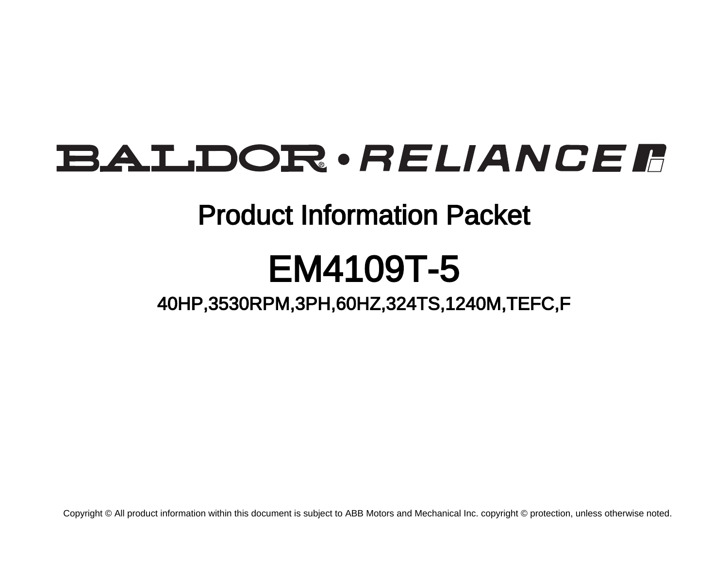BALDOR • RELIANCE

# Product Information Packet

# EM4109T-5

## 40HP,3530RPM,3PH,60HZ,324TS,1240M,TEFC,F

Copyright © All product information within this document is subject to ABB Motors and Mechanical Inc. copyright © protection, unless otherwise noted.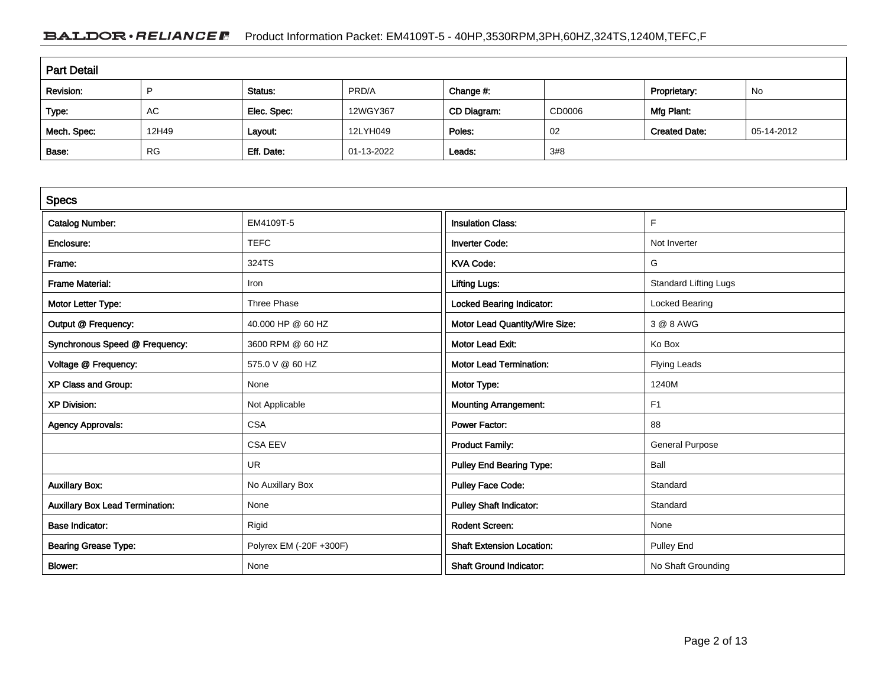## Part Detail

| Revision: | P | Status: | PRD/A | Change #: | | Proprietary: | No |
|---|---|---|---|---|---|---|---|
| Type: | AC | Elec. Spec: | 12WGY367 | CD Diagram: | CD0006 | Mfg Plant: | |
| Mech. Spec: | 12H49 | Layout: | 12LYH049 | Poles: | 02 | Created Date: | 05-14-2012 |
| Base: | RG | Eff. Date: | 01-13-2022 | Leads: | 3#8 | | |

## Specs

| Catalog Number: | EM4109T-5 |
|---|---|
| Enclosure: | TEFC |
| Frame: | 324TS |
| Frame Material: | Iron |
| Motor Letter Type: | Three Phase |
| Output @ Frequency: | 40.000 HP @ 60 HZ |
| Synchronous Speed @ Frequency: | 3600 RPM @ 60 HZ |
| Voltage @ Frequency: | 575.0 V @ 60 HZ |
| XP Class and Group: | None |
| XP Division: | Not Applicable |
| Agency Approvals: | CSA |
| | CSA EEV |
| | UR |
| Auxillary Box: | No Auxillary Box |
| Auxillary Box Lead Termination: | None |
| Base Indicator: | Rigid |
| Bearing Grease Type: | Polyrex EM (-20F +300F) |
| Blower: | None |

| Insulation Class: | F |
|---|---|
| Inverter Code: | Not Inverter |
| KVA Code: | G |
| Lifting Lugs: | Standard Lifting Lugs |
| Locked Bearing Indicator: | Locked Bearing |
| Motor Lead Quantity/Wire Size: | 3 @ 8 AWG |
| Motor Lead Exit: | Ko Box |
| Motor Lead Termination: | Flying Leads |
| Motor Type: | 1240M |
| Mounting Arrangement: | F1 |
| Power Factor: | 88 |
| Product Family: | General Purpose |
| Pulley End Bearing Type: | Ball |
| Pulley Face Code: | Standard |
| Pulley Shaft Indicator: | Standard |
| Rodent Screen: | None |
| Shaft Extension Location: | Pulley End |
| Shaft Ground Indicator: | No Shaft Grounding |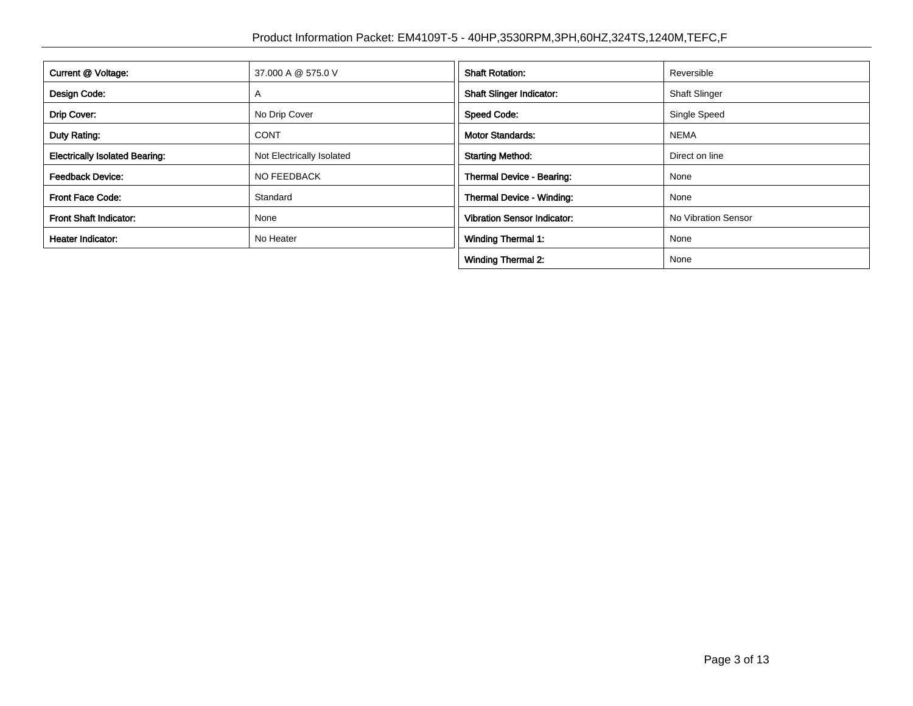| Current @ Voltage: | 37.000 A @ 575.0 V |
|---|---|
| Design Code: | A |
| Drip Cover: | No Drip Cover |
| Duty Rating: | CONT |
| Electrically Isolated Bearing: | Not Electrically Isolated |
| Feedback Device: | NO FEEDBACK |
| Front Face Code: | Standard |
| Front Shaft Indicator: | None |
| Heater Indicator: | No Heater |

| Shaft Rotation: | Reversible |
|---|---|
| Shaft Slinger Indicator: | Shaft Slinger |
| Speed Code: | Single Speed |
| Motor Standards: | NEMA |
| Starting Method: | Direct on line |
| Thermal Device - Bearing: | None |
| Thermal Device - Winding: | None |
| Vibration Sensor Indicator: | No Vibration Sensor |
| Winding Thermal 1: | None |
| Winding Thermal 2: | None |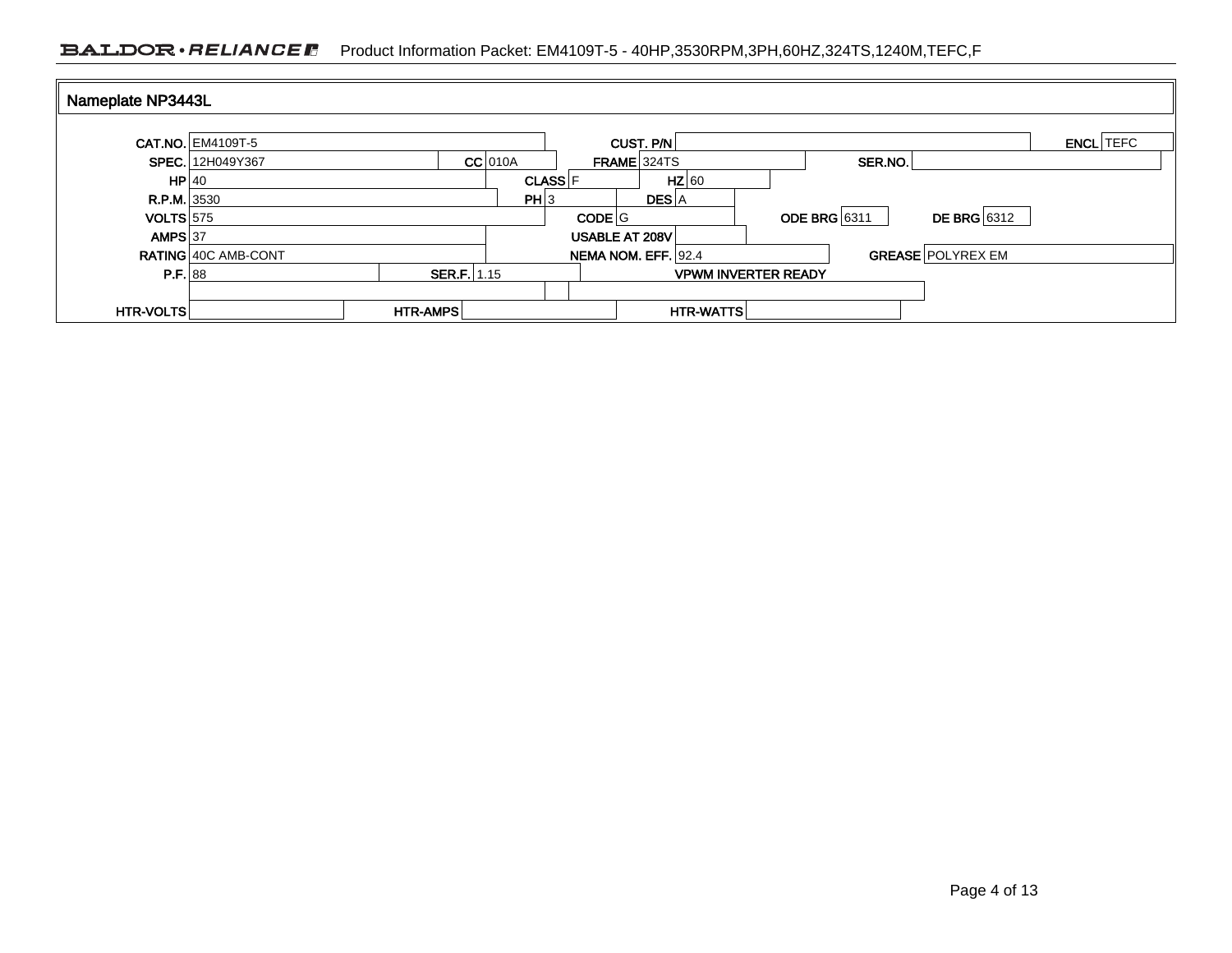## Nameplate NP3443L

| Field | Value | Field | Value | Field | Value | Field | Value |
|---|---|---|---|---|---|---|---|
| CAT.NO. | EM4109T-5 | CUST. P/N | | ENCL | TEFC | | |
| SPEC. | 12H049Y367 | CC | 010A | FRAME | 324TS | SER.NO. | |
| HP | 40 | CLASS | F | HZ | 60 | | |
| R.P.M. | 3530 | PH | 3 | DES | A | | |
| VOLTS | 575 | CODE | G | ODE BRG | 6311 | DE BRG | 6312 |
| AMPS | 37 | USABLE AT 208V | | | | | |
| RATING | 40C AMB-CONT | NEMA NOM. EFF. | 92.4 | GREASE | POLYREX EM | | |
| P.F. | 88 | SER.F. | 1.15 | VPWM INVERTER READY | | | |
| HTR-VOLTS | | HTR-AMPS | | HTR-WATTS | | | |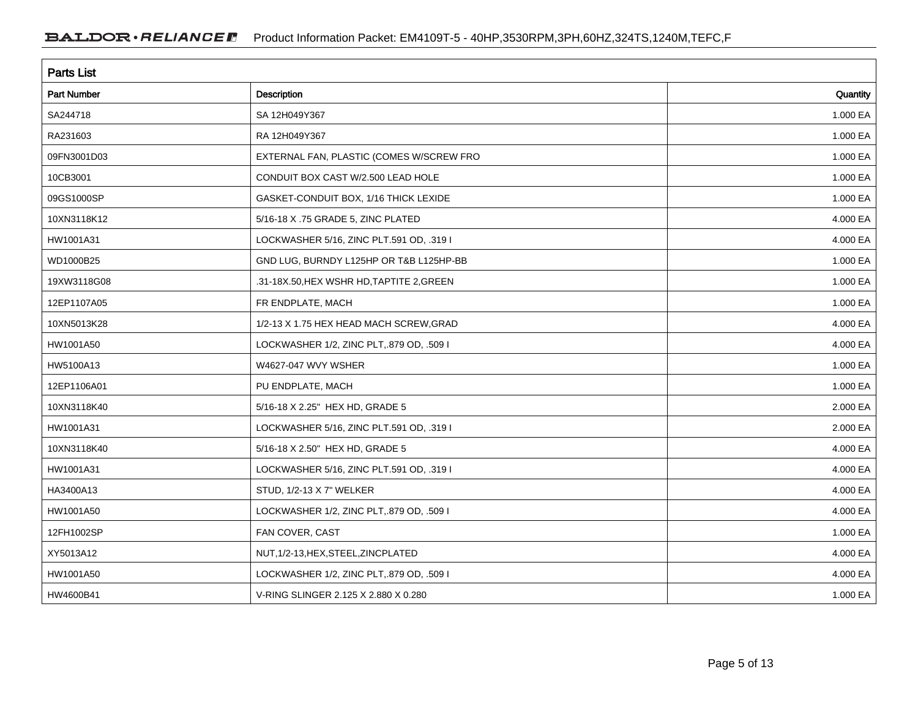## Parts List

| Part Number | Description | Quantity |
|---|---|---|
| SA244718 | SA 12H049Y367 | 1.000 EA |
| RA231603 | RA 12H049Y367 | 1.000 EA |
| 09FN3001D03 | EXTERNAL FAN, PLASTIC (COMES W/SCREW FRO | 1.000 EA |
| 10CB3001 | CONDUIT BOX CAST W/2.500 LEAD HOLE | 1.000 EA |
| 09GS1000SP | GASKET-CONDUIT BOX, 1/16 THICK LEXIDE | 1.000 EA |
| 10XN3118K12 | 5/16-18 X .75 GRADE 5, ZINC PLATED | 4.000 EA |
| HW1001A31 | LOCKWASHER 5/16, ZINC PLT.591 OD, .319 I | 4.000 EA |
| WD1000B25 | GND LUG, BURNDY L125HP OR T&B L125HP-BB | 1.000 EA |
| 19XW3118G08 | .31-18X.50,HEX WSHR HD,TAPTITE 2,GREEN | 1.000 EA |
| 12EP1107A05 | FR ENDPLATE, MACH | 1.000 EA |
| 10XN5013K28 | 1/2-13 X 1.75 HEX HEAD MACH SCREW,GRAD | 4.000 EA |
| HW1001A50 | LOCKWASHER 1/2, ZINC PLT,.879 OD, .509 I | 4.000 EA |
| HW5100A13 | W4627-047 WVY WSHER | 1.000 EA |
| 12EP1106A01 | PU ENDPLATE, MACH | 1.000 EA |
| 10XN3118K40 | 5/16-18 X 2.25" HEX HD, GRADE 5 | 2.000 EA |
| HW1001A31 | LOCKWASHER 5/16, ZINC PLT.591 OD, .319 I | 2.000 EA |
| 10XN3118K40 | 5/16-18 X 2.50" HEX HD, GRADE 5 | 4.000 EA |
| HW1001A31 | LOCKWASHER 5/16, ZINC PLT.591 OD, .319 I | 4.000 EA |
| HA3400A13 | STUD, 1/2-13 X 7" WELKER | 4.000 EA |
| HW1001A50 | LOCKWASHER 1/2, ZINC PLT,.879 OD, .509 I | 4.000 EA |
| 12FH1002SP | FAN COVER, CAST | 1.000 EA |
| XY5013A12 | NUT,1/2-13,HEX,STEEL,ZINCPLATED | 4.000 EA |
| HW1001A50 | LOCKWASHER 1/2, ZINC PLT,.879 OD, .509 I | 4.000 EA |
| HW4600B41 | V-RING SLINGER 2.125 X 2.880 X 0.280 | 1.000 EA |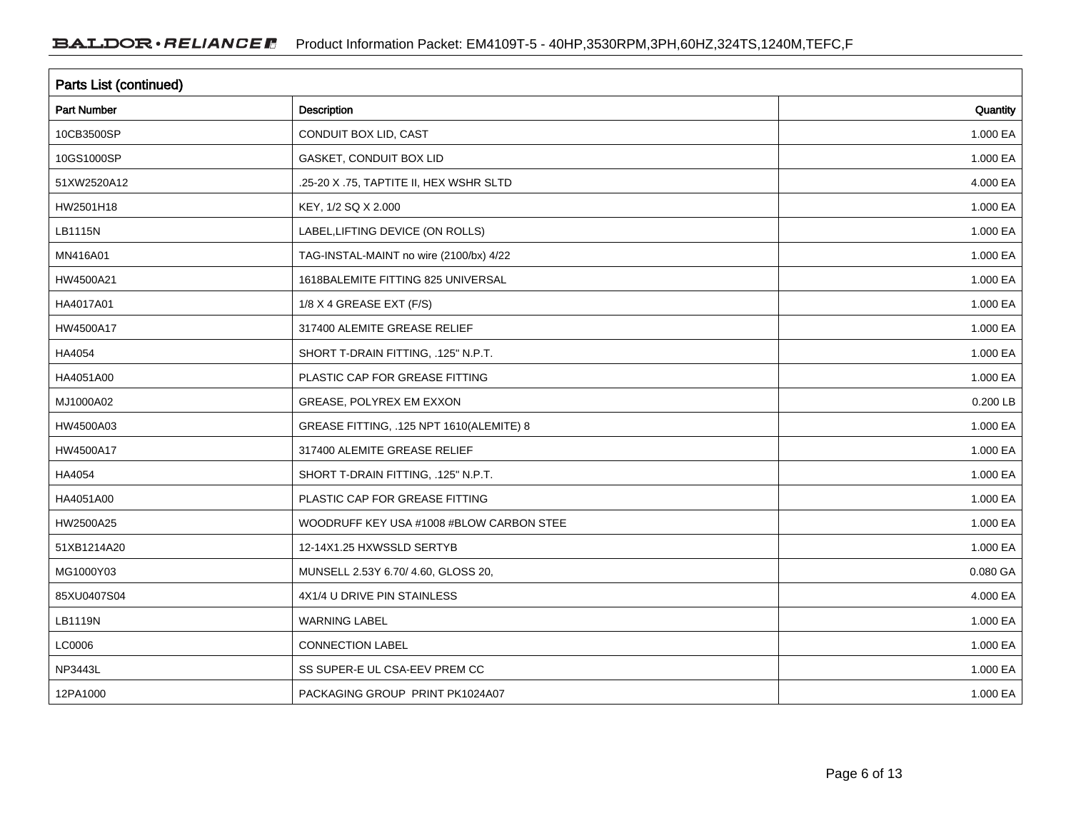## Parts List (continued)

| Part Number | Description | Quantity |
|---|---|---|
| 10CB3500SP | CONDUIT BOX LID, CAST | 1.000 EA |
| 10GS1000SP | GASKET, CONDUIT BOX LID | 1.000 EA |
| 51XW2520A12 | .25-20 X .75, TAPTITE II, HEX WSHR SLTD | 4.000 EA |
| HW2501H18 | KEY, 1/2 SQ X 2.000 | 1.000 EA |
| LB1115N | LABEL,LIFTING DEVICE (ON ROLLS) | 1.000 EA |
| MN416A01 | TAG-INSTAL-MAINT no wire (2100/bx) 4/22 | 1.000 EA |
| HW4500A21 | 1618BALEMITE FITTING 825 UNIVERSAL | 1.000 EA |
| HA4017A01 | 1/8 X 4 GREASE EXT (F/S) | 1.000 EA |
| HW4500A17 | 317400 ALEMITE GREASE RELIEF | 1.000 EA |
| HA4054 | SHORT T-DRAIN FITTING, .125" N.P.T. | 1.000 EA |
| HA4051A00 | PLASTIC CAP FOR GREASE FITTING | 1.000 EA |
| MJ1000A02 | GREASE, POLYREX EM EXXON | 0.200 LB |
| HW4500A03 | GREASE FITTING, .125 NPT 1610(ALEMITE) 8 | 1.000 EA |
| HW4500A17 | 317400 ALEMITE GREASE RELIEF | 1.000 EA |
| HA4054 | SHORT T-DRAIN FITTING, .125" N.P.T. | 1.000 EA |
| HA4051A00 | PLASTIC CAP FOR GREASE FITTING | 1.000 EA |
| HW2500A25 | WOODRUFF KEY USA #1008 #BLOW CARBON STEE | 1.000 EA |
| 51XB1214A20 | 12-14X1.25 HXWSSLD SERTYB | 1.000 EA |
| MG1000Y03 | MUNSELL 2.53Y 6.70/ 4.60, GLOSS 20, | 0.080 GA |
| 85XU0407S04 | 4X1/4 U DRIVE PIN STAINLESS | 4.000 EA |
| LB1119N | WARNING LABEL | 1.000 EA |
| LC0006 | CONNECTION LABEL | 1.000 EA |
| NP3443L | SS SUPER-E UL CSA-EEV PREM CC | 1.000 EA |
| 12PA1000 | PACKAGING GROUP PRINT PK1024A07 | 1.000 EA |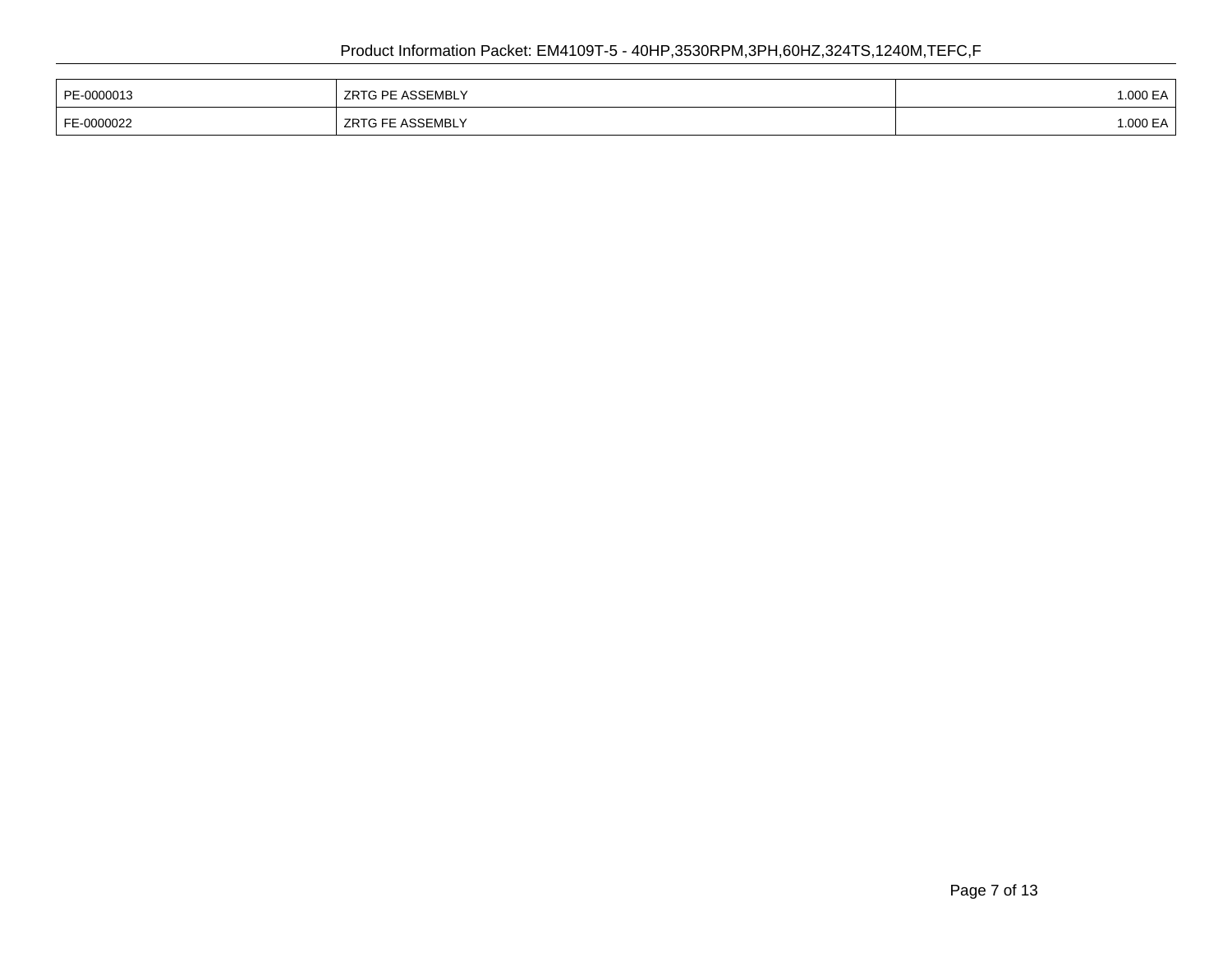| PE-0000013 | ZRTG PE ASSEMBLY | 1.000 EA |
|---|---|---|
| FE-0000022 | ZRTG FE ASSEMBLY | 1.000 EA |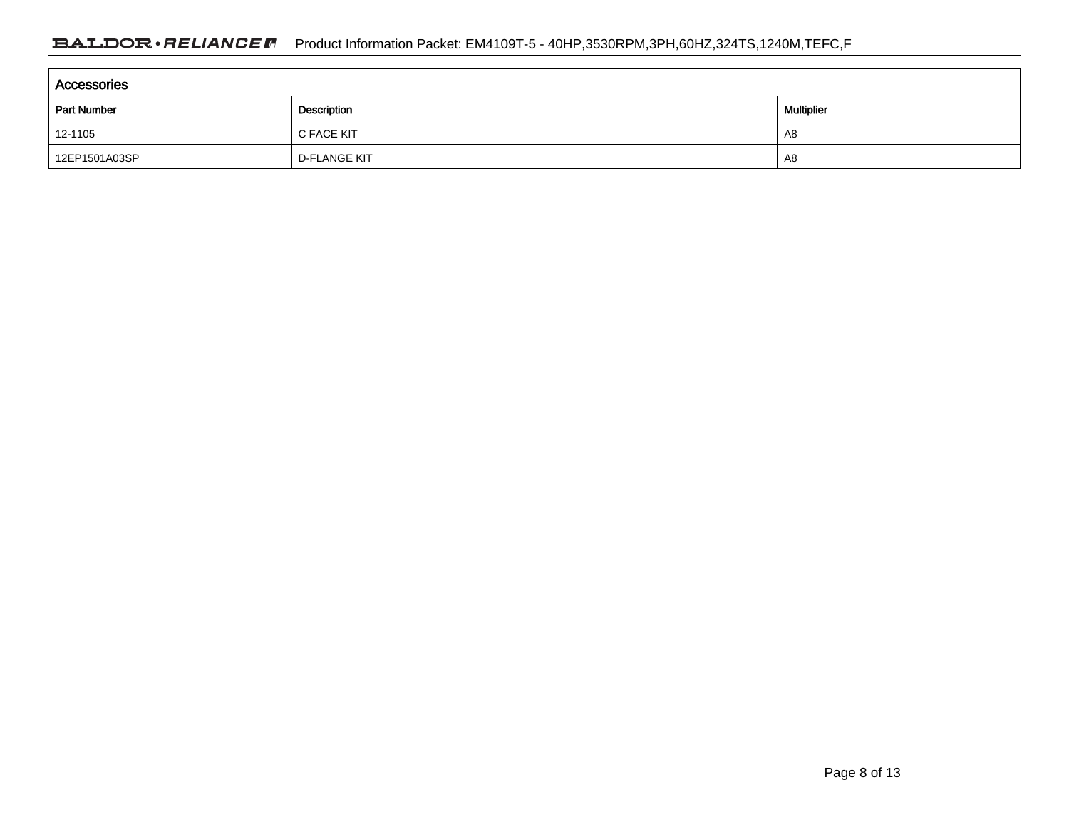## Accessories

| Part Number | Description | Multiplier |
| --- | --- | --- |
| 12-1105 | C FACE KIT | A8 |
| 12EP1501A03SP | D-FLANGE KIT | A8 |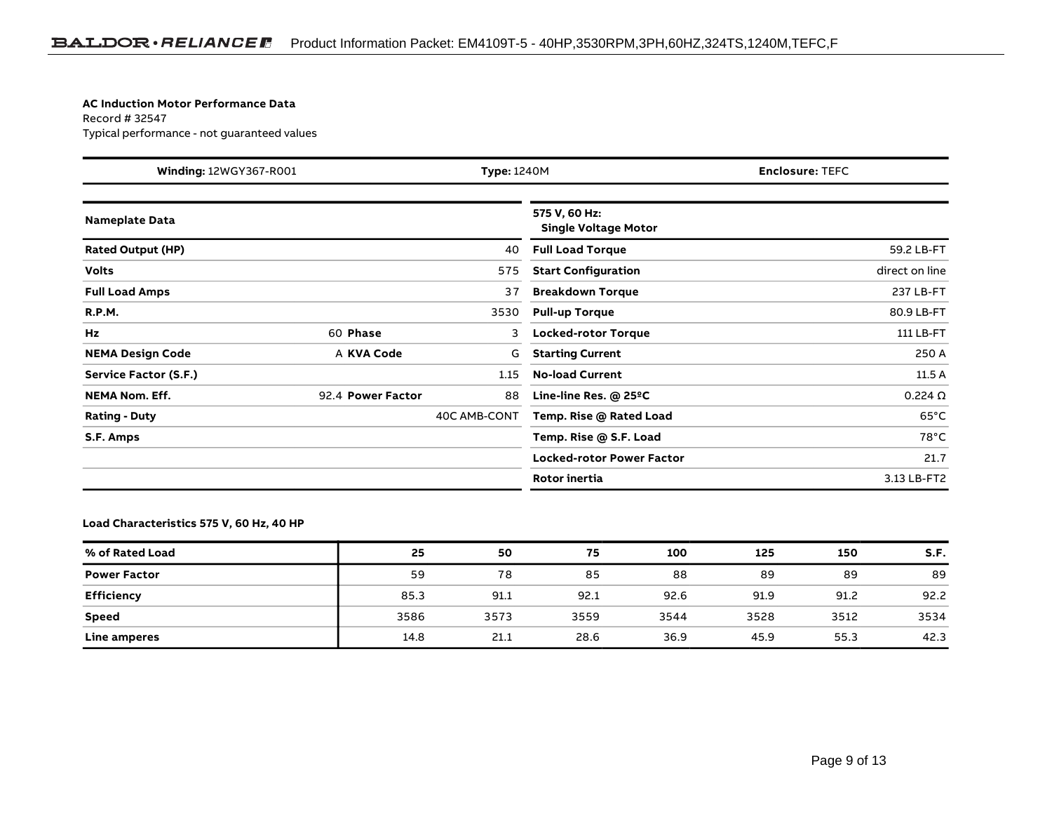**AC Induction Motor Performance Data**
Record # 32547
Typical performance - not guaranteed values

| **Winding:** 12WGY367-R001 | **Type:** 1240M | **Enclosure:** TEFC |
|---|---|---|

| **Nameplate Data** | | | | **575 V, 60 Hz: Single Voltage Motor** | |
|---|---|---|---|---|---|
| **Rated Output (HP)** | | | 40 | **Full Load Torque** | 59.2 LB-FT |
| **Volts** | | | 575 | **Start Configuration** | direct on line |
| **Full Load Amps** | | | 37 | **Breakdown Torque** | 237 LB-FT |
| **R.P.M.** | | | 3530 | **Pull-up Torque** | 80.9 LB-FT |
| **Hz** | 60 | **Phase** | 3 | **Locked-rotor Torque** | 111 LB-FT |
| **NEMA Design Code** | A | **KVA Code** | G | **Starting Current** | 250 A |
| **Service Factor (S.F.)** | | | 1.15 | **No-load Current** | 11.5 A |
| **NEMA Nom. Eff.** | 92.4 | **Power Factor** | 88 | **Line-line Res. @ 25ºC** | 0.224 Ω |
| **Rating - Duty** | | | 40C AMB-CONT | **Temp. Rise @ Rated Load** | 65°C |
| **S.F. Amps** | | | | **Temp. Rise @ S.F. Load** | 78°C |
| | | | | **Locked-rotor Power Factor** | 21.7 |
| | | | | **Rotor inertia** | 3.13 LB-FT2 |

**Load Characteristics 575 V, 60 Hz, 40 HP**

| % of Rated Load | 25 | 50 | 75 | 100 | 125 | 150 | S.F. |
|---|---|---|---|---|---|---|---|
| **Power Factor** | 59 | 78 | 85 | 88 | 89 | 89 | 89 |
| **Efficiency** | 85.3 | 91.1 | 92.1 | 92.6 | 91.9 | 91.2 | 92.2 |
| **Speed** | 3586 | 3573 | 3559 | 3544 | 3528 | 3512 | 3534 |
| **Line amperes** | 14.8 | 21.1 | 28.6 | 36.9 | 45.9 | 55.3 | 42.3 |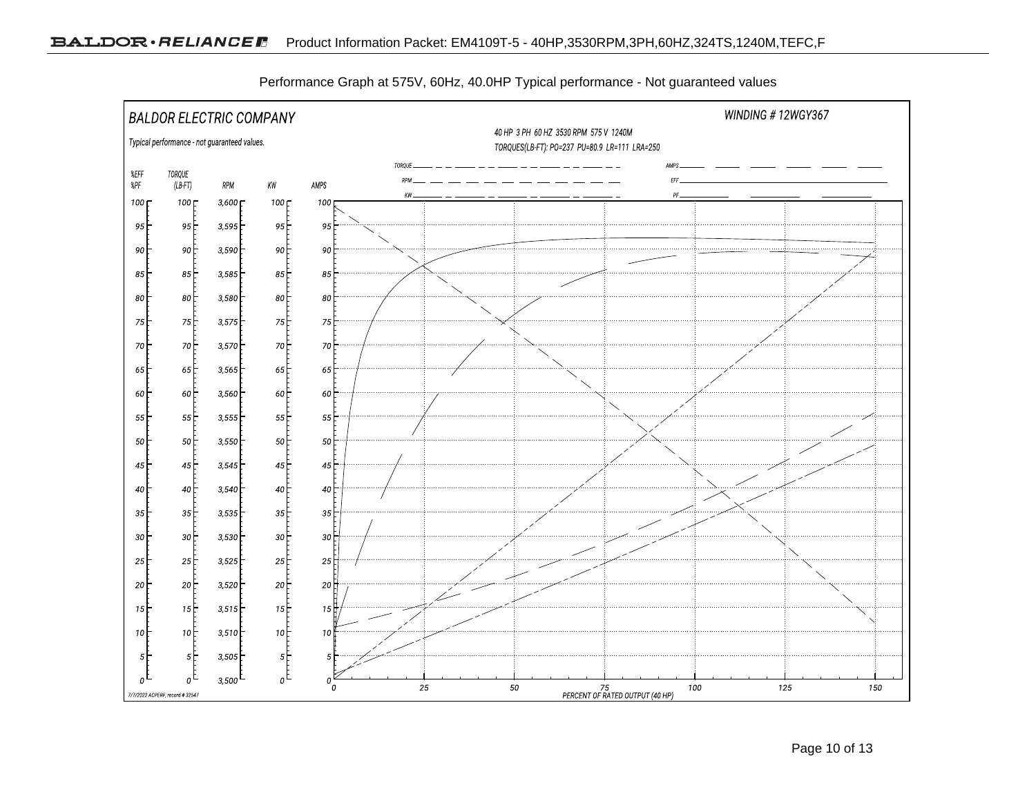Performance Graph at 575V, 60Hz, 40.0HP Typical performance - Not guaranteed values

BALDOR ELECTRIC COMPANY

WINDING # 12WGY367

Typical performance - not guaranteed values.

40 HP 3 PH 60 HZ 3530 RPM 575 V 1240M

TORQUES(LB-FT): PO=237 PU=80.9 LR=111 LRA=250

Legend: TORQUE, RPM, KW, AMPS, EFF, PF

Axes: %EFF / %PF, TORQUE (LB-FT), RPM, KW, AMPS (left scales 0–100; RPM 3,500–3,600)

PERCENT OF RATED OUTPUT (40 HP): 0, 25, 50, 75, 100, 125, 150

7/7/2022 ACPERF, record # 32547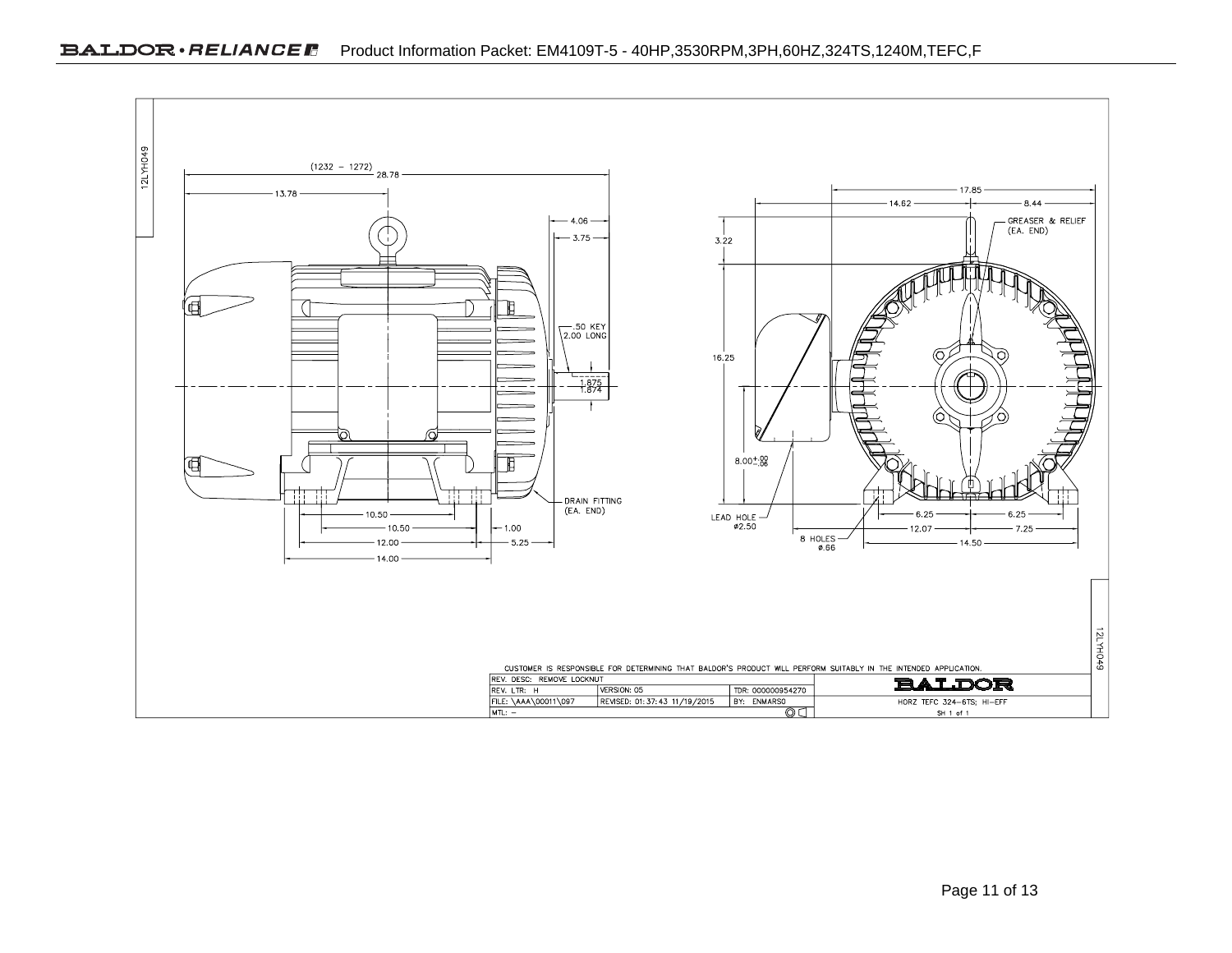12LYH049

(1232 – 1272) 28.78

13.78

4.06

3.75

.50 KEY
2.00 LONG

1.875
1.874

DRAIN FITTING
(EA. END)

10.50

10.50

1.00

12.00

5.25

14.00

17.85

14.62

8.44

GREASER & RELIEF
(EA. END)

3.22

16.25

$8.00^{+.00}_{-.06}$

LEAD HOLE
ø2.50

8 HOLES
ø.66

6.25

6.25

12.07

7.25

14.50

CUSTOMER IS RESPONSIBLE FOR DETERMINING THAT BALDOR'S PRODUCT WILL PERFORM SUITABLY IN THE INTENDED APPLICATION.

| REV. DESC: REMOVE LOCKNUT | | | BALDOR |
|---|---|---|---|
| REV. LTR: H | VERSION: 05 | TDR: 000000954270 | |
| FILE: \AAA\00011\097 | REVISED: 01:37:43 11/19/2015 | BY: ENMARSO | HORZ TEFC 324-6TS; HI-EFF |
| MTL: – | | | SH 1 of 1 |

12LYH049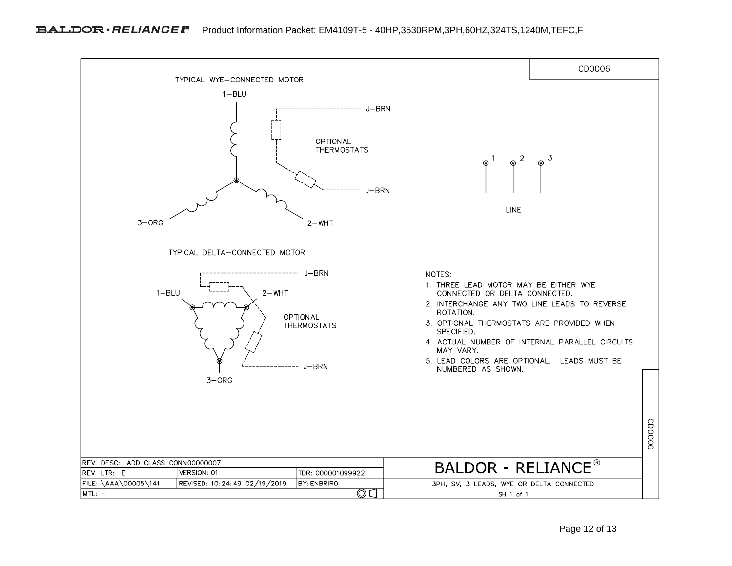CD0006

TYPICAL WYE–CONNECTED MOTOR

1–BLU

J–BRN

OPTIONAL THERMOSTATS

J–BRN

3–ORG

2–WHT

1 2 3

LINE

TYPICAL DELTA–CONNECTED MOTOR

J–BRN

1–BLU

2–WHT

OPTIONAL THERMOSTATS

J–BRN

3–ORG

NOTES:

1. THREE LEAD MOTOR MAY BE EITHER WYE CONNECTED OR DELTA CONNECTED.
2. INTERCHANGE ANY TWO LINE LEADS TO REVERSE ROTATION.
3. OPTIONAL THERMOSTATS ARE PROVIDED WHEN SPECIFIED.
4. ACTUAL NUMBER OF INTERNAL PARALLEL CIRCUITS MAY VARY.
5. LEAD COLORS ARE OPTIONAL. LEADS MUST BE NUMBERED AS SHOWN.

| REV. DESC: ADD CLASS CONN00000007 | | | BALDOR - RELIANCE® |
|---|---|---|---|
| REV. LTR: E | VERSION: 01 | TDR: 000001099922 | |
| FILE: \AAA\00005\141 | REVISED: 10:24:49 02/19/2019 | BY: ENBRIRO | 3PH, SV, 3 LEADS, WYE OR DELTA CONNECTED |
| MTL: – | | | SH 1 of 1 |

CD0006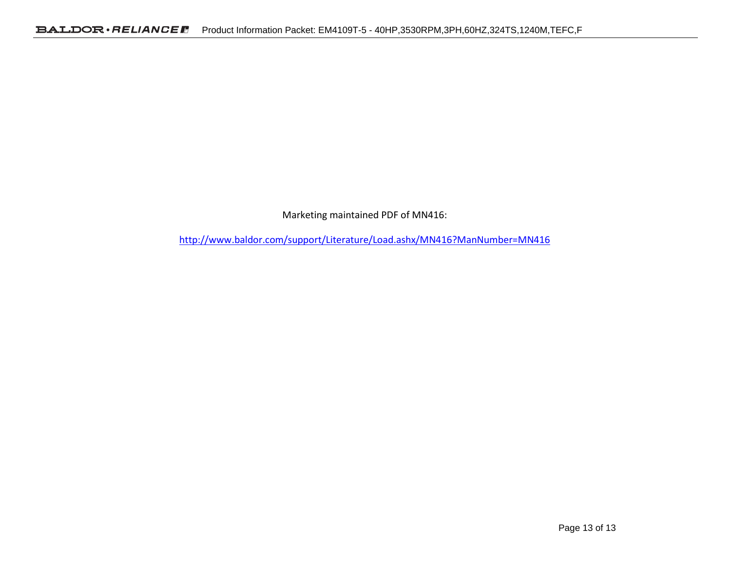Marketing maintained PDF of MN416:

http://www.baldor.com/support/Literature/Load.ashx/MN416?ManNumber=MN416